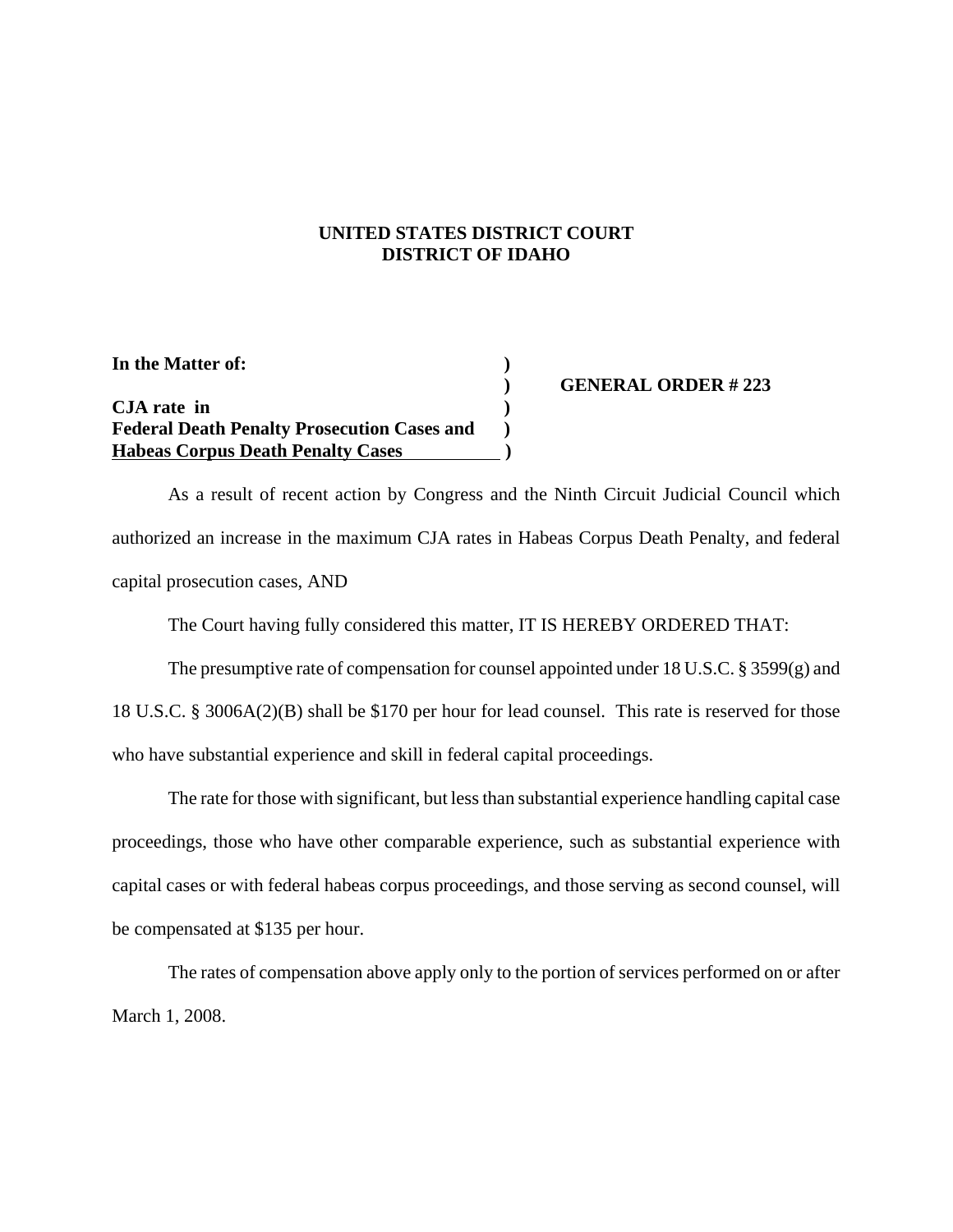**UNITED STATES DISTRICT COURT**
**DISTRICT OF IDAHO**

| | | |
|---|---|---|
| **In the Matter of:** | **)** | |
| | **)** | **GENERAL ORDER # 223** |
| **CJA rate in** | **)** | |
| **Federal Death Penalty Prosecution Cases and** | **)** | |
| **Habeas Corpus Death Penalty Cases** | **)** | |

As a result of recent action by Congress and the Ninth Circuit Judicial Council which authorized an increase in the maximum CJA rates in Habeas Corpus Death Penalty, and federal capital prosecution cases, AND

The Court having fully considered this matter, IT IS HEREBY ORDERED THAT:

The presumptive rate of compensation for counsel appointed under 18 U.S.C. § 3599(g) and 18 U.S.C. § 3006A(2)(B) shall be $170 per hour for lead counsel. This rate is reserved for those who have substantial experience and skill in federal capital proceedings.

The rate for those with significant, but less than substantial experience handling capital case proceedings, those who have other comparable experience, such as substantial experience with capital cases or with federal habeas corpus proceedings, and those serving as second counsel, will be compensated at $135 per hour.

The rates of compensation above apply only to the portion of services performed on or after March 1, 2008.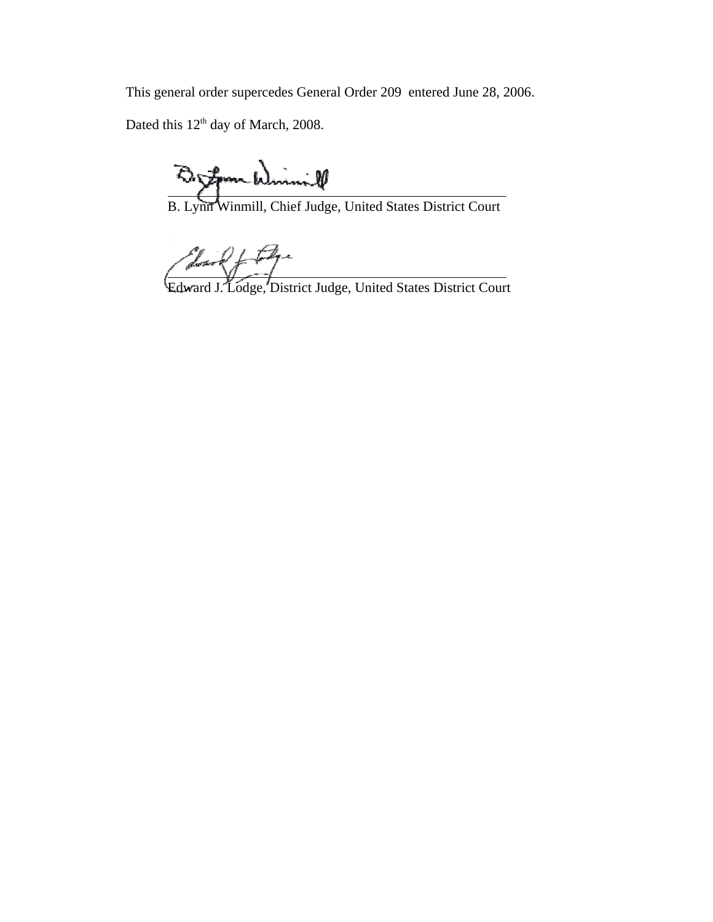This general order supercedes General Order 209 entered June 28, 2006.

Dated this 12th day of March, 2008.

\_\_\_\_\_\_\_\_\_\_\_\_\_\_\_\_\_\_\_\_\_\_\_\_\_\_\_\_\_\_\_\_\_\_\_\_\_\_\_\_\_\_\_\_\_\_\_\_

B. Lynn Winmill, Chief Judge, United States District Court

\_\_\_\_\_\_\_\_\_\_\_\_\_\_\_\_\_\_\_\_\_\_\_\_\_\_\_\_\_\_\_\_\_\_\_\_\_\_\_\_\_\_\_\_\_\_\_\_

Edward J. Lodge, District Judge, United States District Court